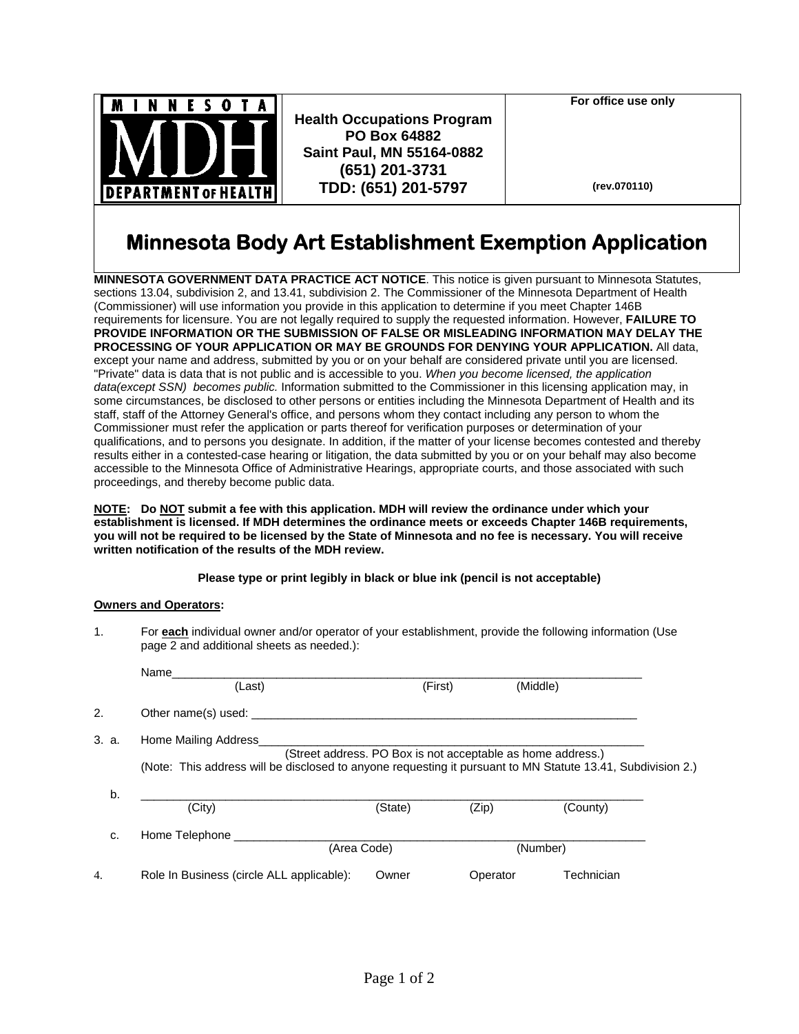**Health Occupations Program**
**PO Box 64882**
**Saint Paul, MN 55164-0882**
**(651) 201-3731**
**TDD: (651) 201-5797**

**For office use only**

**(rev.070110)**

# Minnesota Body Art Establishment Exemption Application

**MINNESOTA GOVERNMENT DATA PRACTICE ACT NOTICE**. This notice is given pursuant to Minnesota Statutes, sections 13.04, subdivision 2, and 13.41, subdivision 2. The Commissioner of the Minnesota Department of Health (Commissioner) will use information you provide in this application to determine if you meet Chapter 146B requirements for licensure. You are not legally required to supply the requested information. However, **FAILURE TO PROVIDE INFORMATION OR THE SUBMISSION OF FALSE OR MISLEADING INFORMATION MAY DELAY THE PROCESSING OF YOUR APPLICATION OR MAY BE GROUNDS FOR DENYING YOUR APPLICATION.** All data, except your name and address, submitted by you or on your behalf are considered private until you are licensed. "Private" data is data that is not public and is accessible to you. *When you become licensed, the application data(except SSN) becomes public.* Information submitted to the Commissioner in this licensing application may, in some circumstances, be disclosed to other persons or entities including the Minnesota Department of Health and its staff, staff of the Attorney General's office, and persons whom they contact including any person to whom the Commissioner must refer the application or parts thereof for verification purposes or determination of your qualifications, and to persons you designate. In addition, if the matter of your license becomes contested and thereby results either in a contested-case hearing or litigation, the data submitted by you or on your behalf may also become accessible to the Minnesota Office of Administrative Hearings, appropriate courts, and those associated with such proceedings, and thereby become public data.

**NOTE: Do NOT submit a fee with this application. MDH will review the ordinance under which your establishment is licensed. If MDH determines the ordinance meets or exceeds Chapter 146B requirements, you will not be required to be licensed by the State of Minnesota and no fee is necessary. You will receive written notification of the results of the MDH review.**

**Please type or print legibly in black or blue ink (pencil is not acceptable)**

**Owners and Operators:**

1. For **each** individual owner and/or operator of your establishment, provide the following information (Use page 2 and additional sheets as needed.):

   Name________________________________________________
   (Last) (First) (Middle)

2. Other name(s) used: ________________________________________________

3. a. Home Mailing Address________________________________________________
   (Street address. PO Box is not acceptable as home address.)
   (Note: This address will be disclosed to anyone requesting it pursuant to MN Statute 13.41, Subdivision 2.)

   b. ________________________________________________
   (City) (State) (Zip) (County)

   c. Home Telephone ________________________________________________
   (Area Code) (Number)

4. Role In Business (circle ALL applicable): Owner Operator Technician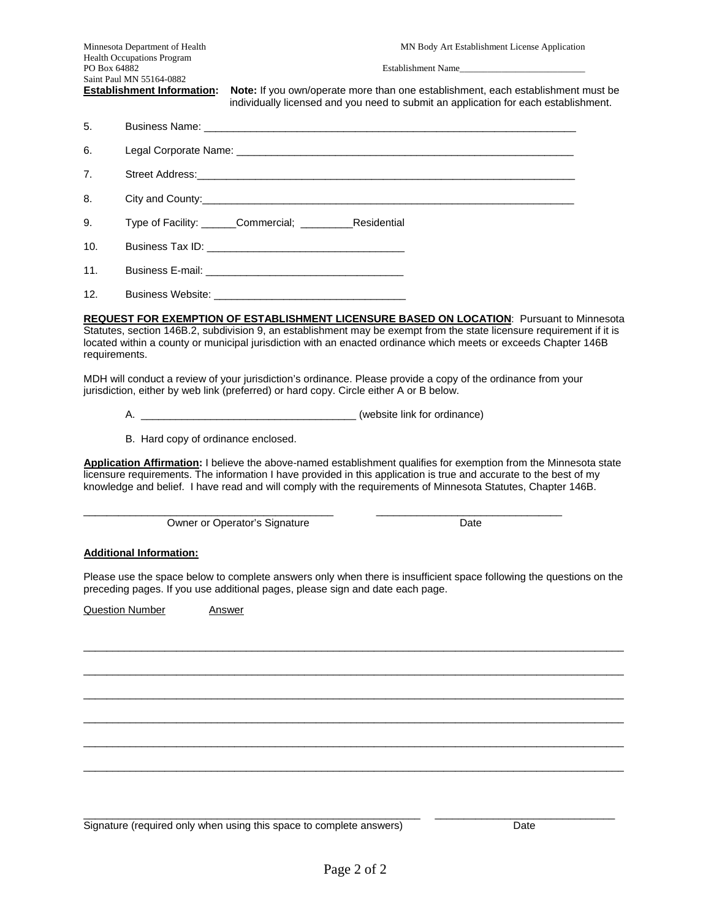Minnesota Department of Health
Health Occupations Program
PO Box 64882
Saint Paul MN 55164-0882

MN Body Art Establishment License Application

Establishment Name___________________________

**Establishment Information:** **Note:** If you own/operate more than one establishment, each establishment must be individually licensed and you need to submit an application for each establishment.

5. Business Name: ___________________________________________________________________

6. Legal Corporate Name: ______________________________________________________________

7. Street Address:____________________________________________________________________

8. City and County:___________________________________________________________________

9. Type of Facility: ______Commercial; _________Residential

10. Business Tax ID: __________________________________

11. Business E-mail: __________________________________

12. Business Website: _________________________________

**REQUEST FOR EXEMPTION OF ESTABLISHMENT LICENSURE BASED ON LOCATION**: Pursuant to Minnesota Statutes, section 146B.2, subdivision 9, an establishment may be exempt from the state licensure requirement if it is located within a county or municipal jurisdiction with an enacted ordinance which meets or exceeds Chapter 146B requirements.

MDH will conduct a review of your jurisdiction's ordinance. Please provide a copy of the ordinance from your jurisdiction, either by web link (preferred) or hard copy. Circle either A or B below.

A. _____________________________________ (website link for ordinance)

B. Hard copy of ordinance enclosed.

**Application Affirmation:** I believe the above-named establishment qualifies for exemption from the Minnesota state licensure requirements. The information I have provided in this application is true and accurate to the best of my knowledge and belief. I have read and will comply with the requirements of Minnesota Statutes, Chapter 146B.

_____________________________________________ _________________________________
Owner or Operator's Signature Date

**Additional Information:**

Please use the space below to complete answers only when there is insufficient space following the questions on the preceding pages. If you use additional pages, please sign and date each page.

Question Number Answer

_______________________________________________________________________________________________

_______________________________________________________________________________________________

_______________________________________________________________________________________________

_______________________________________________________________________________________________

_______________________________________________________________________________________________

_______________________________________________________________________________________________

____________________________________________________________ _______________________________
Signature (required only when using this space to complete answers) Date